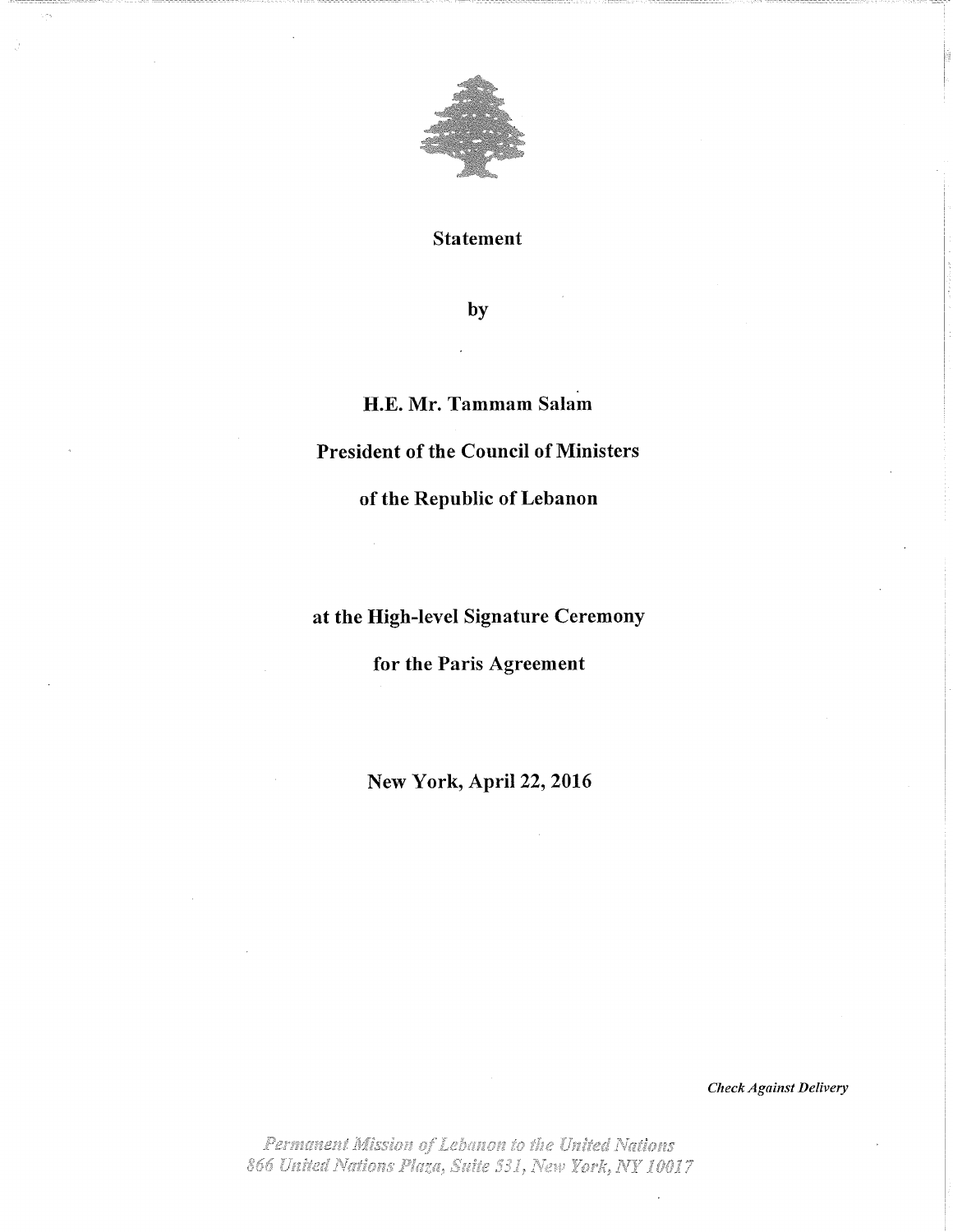**Statement**

**by**

**H.E. Mr. Tammam Salam**

**President of the Council of Ministers**

**of the Republic of Lebanon**

**at the High-level Signature Ceremony**

**for the Paris Agreement**

**New York, April 22, 2016**

***Check Against Delivery***

*Permanent Mission of Lebanon to the United Nations*
*866 United Nations Plaza, Suite 531, New York, NY 10017*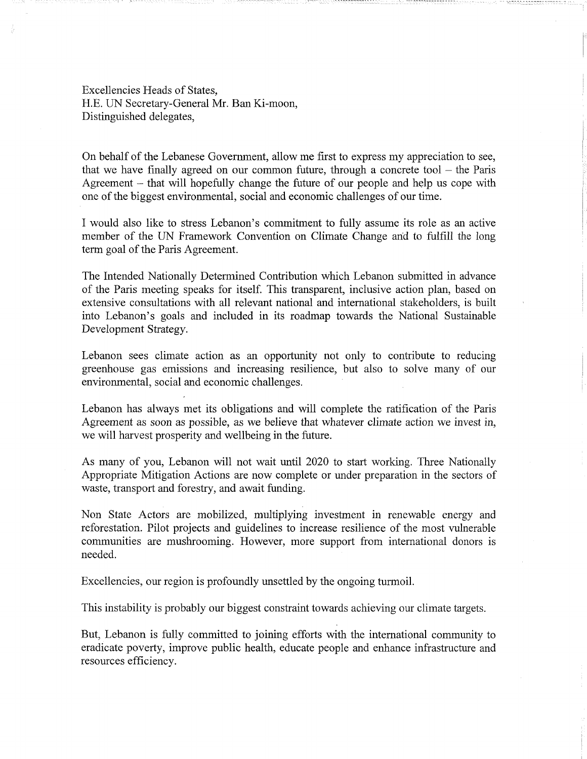Excellencies Heads of States,
H.E. UN Secretary-General Mr. Ban Ki-moon,
Distinguished delegates,

On behalf of the Lebanese Government, allow me first to express my appreciation to see, that we have finally agreed on our common future, through a concrete tool – the Paris Agreement – that will hopefully change the future of our people and help us cope with one of the biggest environmental, social and economic challenges of our time.

I would also like to stress Lebanon's commitment to fully assume its role as an active member of the UN Framework Convention on Climate Change and to fulfill the long term goal of the Paris Agreement.

The Intended Nationally Determined Contribution which Lebanon submitted in advance of the Paris meeting speaks for itself. This transparent, inclusive action plan, based on extensive consultations with all relevant national and international stakeholders, is built into Lebanon's goals and included in its roadmap towards the National Sustainable Development Strategy.

Lebanon sees climate action as an opportunity not only to contribute to reducing greenhouse gas emissions and increasing resilience, but also to solve many of our environmental, social and economic challenges.

Lebanon has always met its obligations and will complete the ratification of the Paris Agreement as soon as possible, as we believe that whatever climate action we invest in, we will harvest prosperity and wellbeing in the future.

As many of you, Lebanon will not wait until 2020 to start working. Three Nationally Appropriate Mitigation Actions are now complete or under preparation in the sectors of waste, transport and forestry, and await funding.

Non State Actors are mobilized, multiplying investment in renewable energy and reforestation. Pilot projects and guidelines to increase resilience of the most vulnerable communities are mushrooming. However, more support from international donors is needed.

Excellencies, our region is profoundly unsettled by the ongoing turmoil.

This instability is probably our biggest constraint towards achieving our climate targets.

But, Lebanon is fully committed to joining efforts with the international community to eradicate poverty, improve public health, educate people and enhance infrastructure and resources efficiency.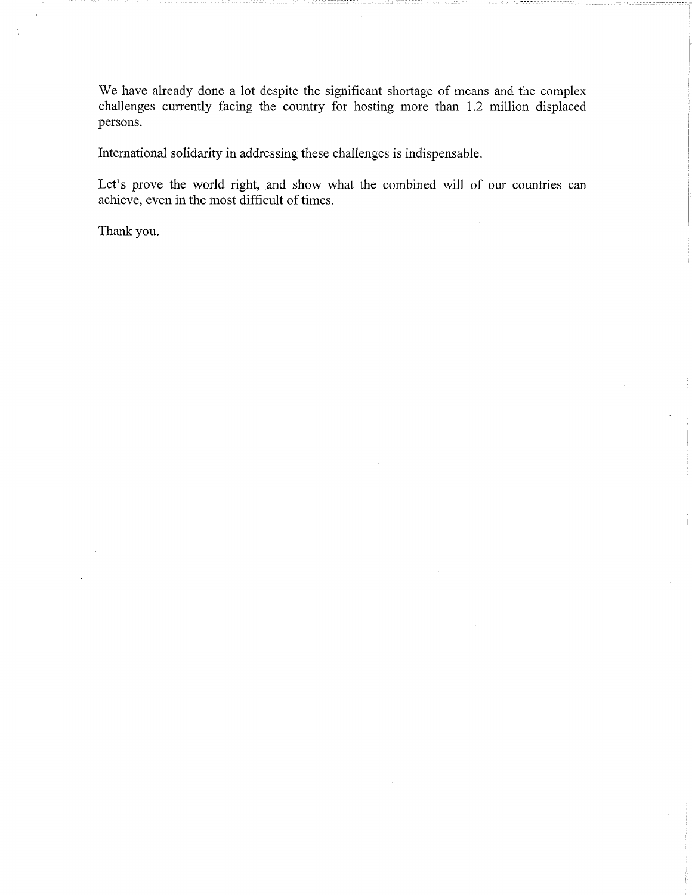We have already done a lot despite the significant shortage of means and the complex challenges currently facing the country for hosting more than 1.2 million displaced persons.

International solidarity in addressing these challenges is indispensable.

Let's prove the world right, and show what the combined will of our countries can achieve, even in the most difficult of times.

Thank you.